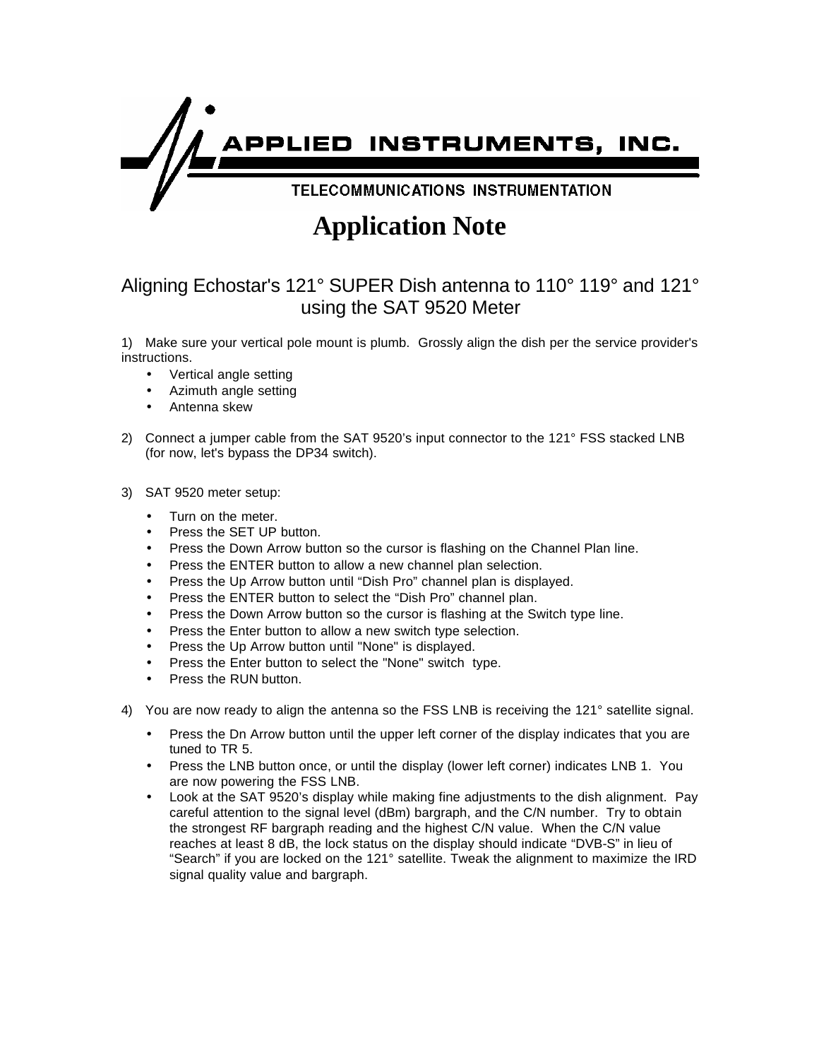# APPLIED INSTRUMENTS, INC.

TELECOMMUNICATIONS INSTRUMENTATION

# Application Note

## Aligning Echostar's 121° SUPER Dish antenna to 110° 119° and 121° using the SAT 9520 Meter

1) Make sure your vertical pole mount is plumb. Grossly align the dish per the service provider's instructions.
   - Vertical angle setting
   - Azimuth angle setting
   - Antenna skew

2) Connect a jumper cable from the SAT 9520's input connector to the 121° FSS stacked LNB (for now, let's bypass the DP34 switch).

3) SAT 9520 meter setup:
   - Turn on the meter.
   - Press the SET UP button.
   - Press the Down Arrow button so the cursor is flashing on the Channel Plan line.
   - Press the ENTER button to allow a new channel plan selection.
   - Press the Up Arrow button until "Dish Pro" channel plan is displayed.
   - Press the ENTER button to select the "Dish Pro" channel plan.
   - Press the Down Arrow button so the cursor is flashing at the Switch type line.
   - Press the Enter button to allow a new switch type selection.
   - Press the Up Arrow button until "None" is displayed.
   - Press the Enter button to select the "None" switch type.
   - Press the RUN button.

4) You are now ready to align the antenna so the FSS LNB is receiving the 121° satellite signal.
   - Press the Dn Arrow button until the upper left corner of the display indicates that you are tuned to TR 5.
   - Press the LNB button once, or until the display (lower left corner) indicates LNB 1. You are now powering the FSS LNB.
   - Look at the SAT 9520's display while making fine adjustments to the dish alignment. Pay careful attention to the signal level (dBm) bargraph, and the C/N number. Try to obtain the strongest RF bargraph reading and the highest C/N value. When the C/N value reaches at least 8 dB, the lock status on the display should indicate "DVB-S" in lieu of "Search" if you are locked on the 121° satellite. Tweak the alignment to maximize the IRD signal quality value and bargraph.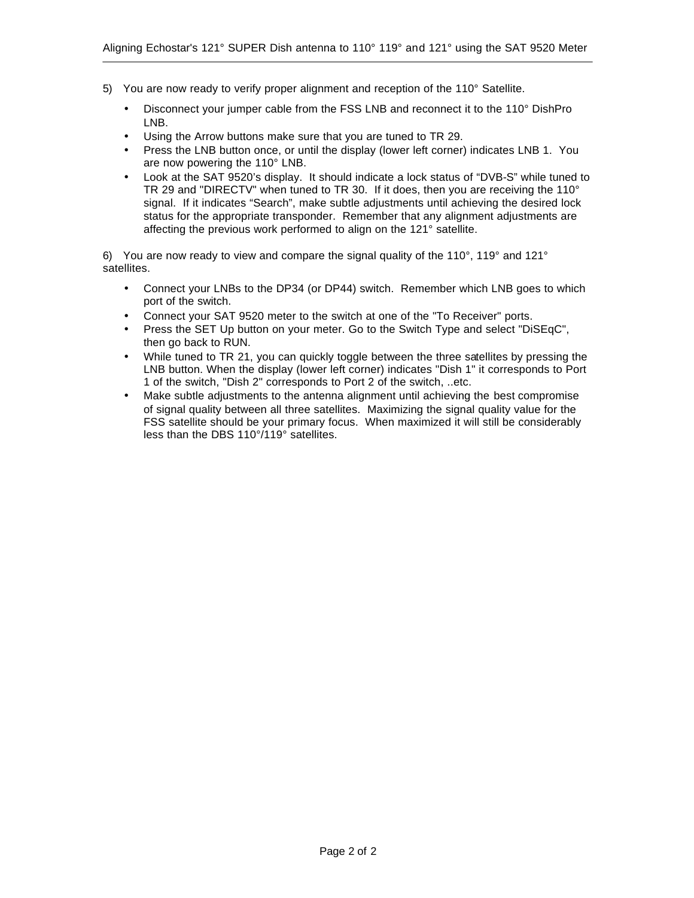5) You are now ready to verify proper alignment and reception of the 110° Satellite.

- Disconnect your jumper cable from the FSS LNB and reconnect it to the 110° DishPro LNB.
- Using the Arrow buttons make sure that you are tuned to TR 29.
- Press the LNB button once, or until the display (lower left corner) indicates LNB 1. You are now powering the 110° LNB.
- Look at the SAT 9520's display. It should indicate a lock status of "DVB-S" while tuned to TR 29 and "DIRECTV" when tuned to TR 30. If it does, then you are receiving the 110° signal. If it indicates "Search", make subtle adjustments until achieving the desired lock status for the appropriate transponder. Remember that any alignment adjustments are affecting the previous work performed to align on the 121° satellite.

6) You are now ready to view and compare the signal quality of the 110°, 119° and 121° satellites.

- Connect your LNBs to the DP34 (or DP44) switch. Remember which LNB goes to which port of the switch.
- Connect your SAT 9520 meter to the switch at one of the "To Receiver" ports.
- Press the SET Up button on your meter. Go to the Switch Type and select "DiSEqC", then go back to RUN.
- While tuned to TR 21, you can quickly toggle between the three satellites by pressing the LNB button. When the display (lower left corner) indicates "Dish 1" it corresponds to Port 1 of the switch, "Dish 2" corresponds to Port 2 of the switch, ..etc.
- Make subtle adjustments to the antenna alignment until achieving the best compromise of signal quality between all three satellites. Maximizing the signal quality value for the FSS satellite should be your primary focus. When maximized it will still be considerably less than the DBS 110°/119° satellites.